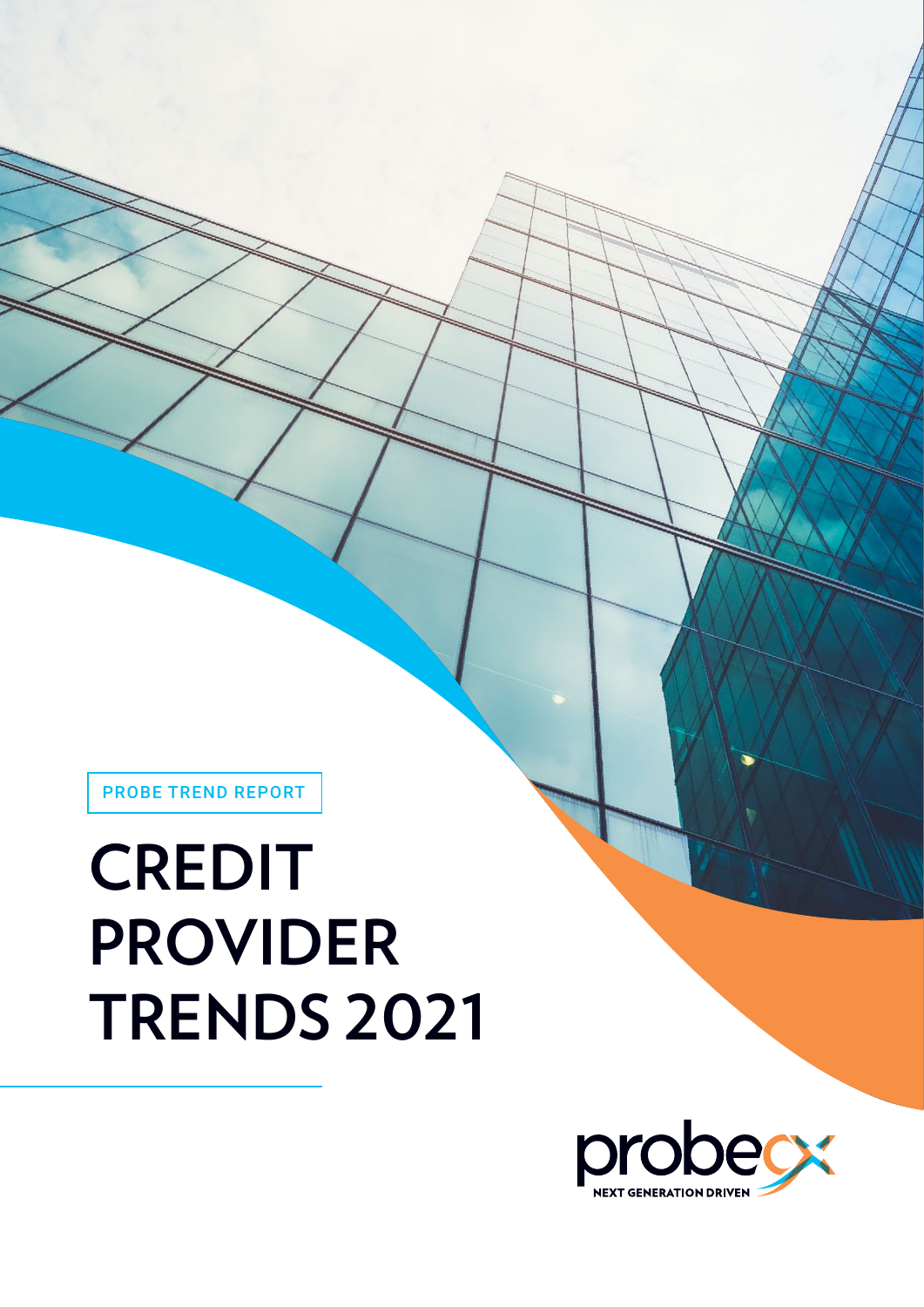PROBE TREND REPORT

# CREDIT PROVIDER TRENDS 2021

probecx

NEXT GENERATION DRIVEN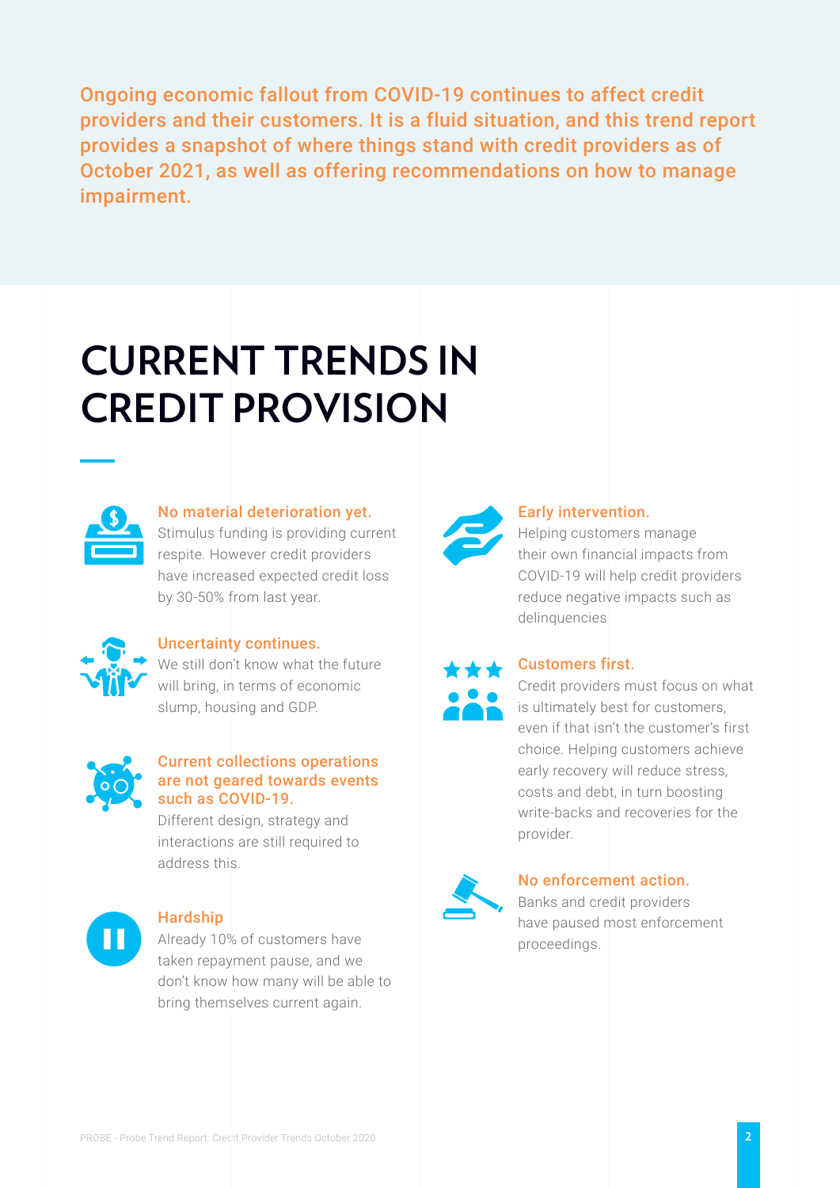Ongoing economic fallout from COVID-19 continues to affect credit providers and their customers. It is a fluid situation, and this trend report provides a snapshot of where things stand with credit providers as of October 2021, as well as offering recommendations on how to manage impairment.

# CURRENT TRENDS IN CREDIT PROVISION

### No material deterioration yet.

Stimulus funding is providing current respite. However credit providers have increased expected credit loss by 30-50% from last year.

### Uncertainty continues.

We still don't know what the future will bring, in terms of economic slump, housing and GDP.

### Current collections operations are not geared towards events such as COVID-19.

Different design, strategy and interactions are still required to address this.

### Hardship

Already 10% of customers have taken repayment pause, and we don't know how many will be able to bring themselves current again.

### Early intervention.

Helping customers manage their own financial impacts from COVID-19 will help credit providers reduce negative impacts such as delinquencies

### Customers first.

Credit providers must focus on what is ultimately best for customers, even if that isn't the customer's first choice. Helping customers achieve early recovery will reduce stress, costs and debt, in turn boosting write-backs and recoveries for the provider.

### No enforcement action.

Banks and credit providers have paused most enforcement proceedings.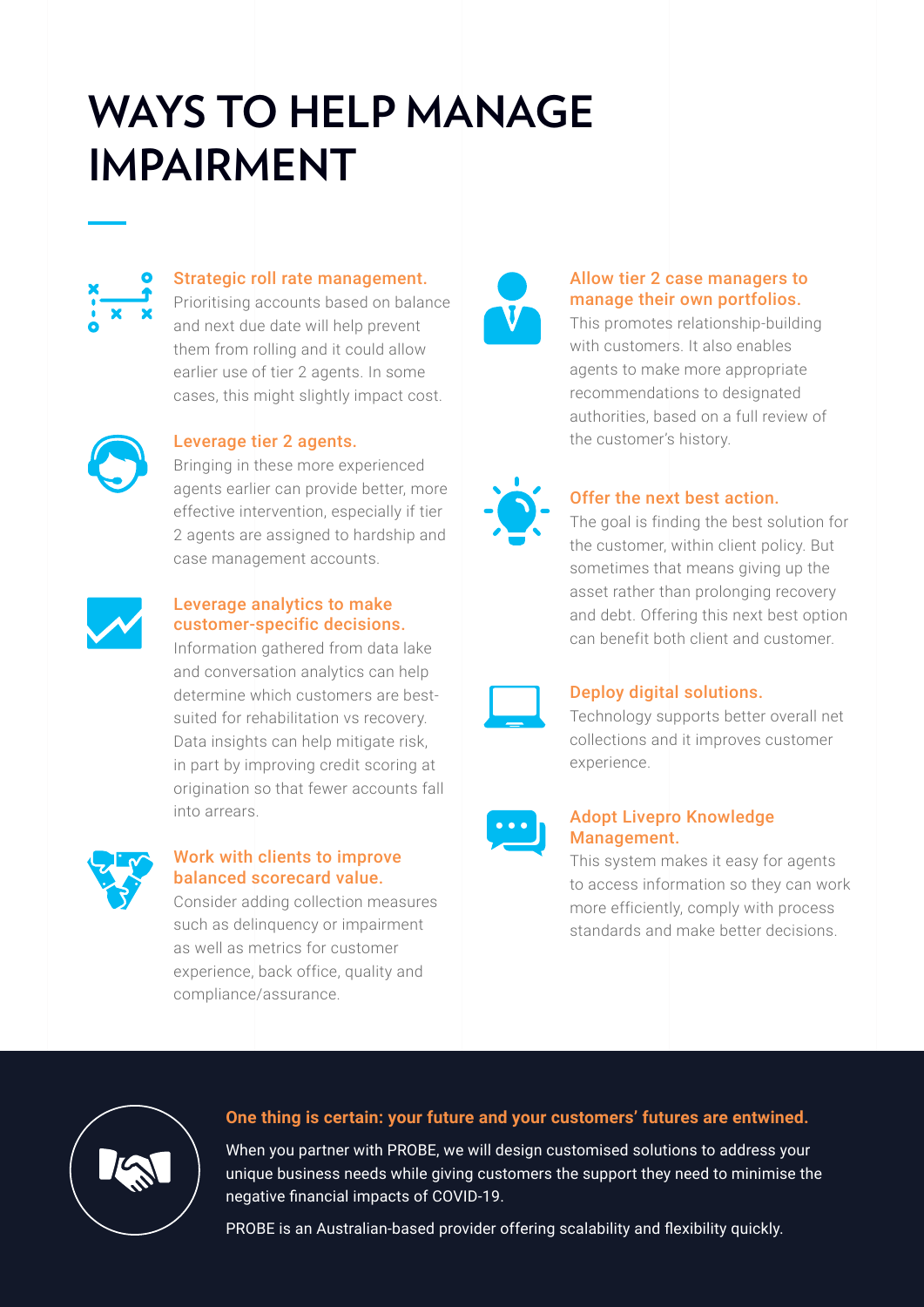# WAYS TO HELP MANAGE IMPAIRMENT

**Strategic roll rate management.**
Prioritising accounts based on balance and next due date will help prevent them from rolling and it could allow earlier use of tier 2 agents. In some cases, this might slightly impact cost.

**Leverage tier 2 agents.**
Bringing in these more experienced agents earlier can provide better, more effective intervention, especially if tier 2 agents are assigned to hardship and case management accounts.

**Leverage analytics to make customer-specific decisions.**
Information gathered from data lake and conversation analytics can help determine which customers are best-suited for rehabilitation vs recovery. Data insights can help mitigate risk, in part by improving credit scoring at origination so that fewer accounts fall into arrears.

**Work with clients to improve balanced scorecard value.**
Consider adding collection measures such as delinquency or impairment as well as metrics for customer experience, back office, quality and compliance/assurance.

**Allow tier 2 case managers to manage their own portfolios.**
This promotes relationship-building with customers. It also enables agents to make more appropriate recommendations to designated authorities, based on a full review of the customer's history.

**Offer the next best action.**
The goal is finding the best solution for the customer, within client policy. But sometimes that means giving up the asset rather than prolonging recovery and debt. Offering this next best option can benefit both client and customer.

**Deploy digital solutions.**
Technology supports better overall net collections and it improves customer experience.

**Adopt Livepro Knowledge Management.**
This system makes it easy for agents to access information so they can work more efficiently, comply with process standards and make better decisions.

**One thing is certain: your future and your customers' futures are entwined.**

When you partner with PROBE, we will design customised solutions to address your unique business needs while giving customers the support they need to minimise the negative financial impacts of COVID-19.

PROBE is an Australian-based provider offering scalability and flexibility quickly.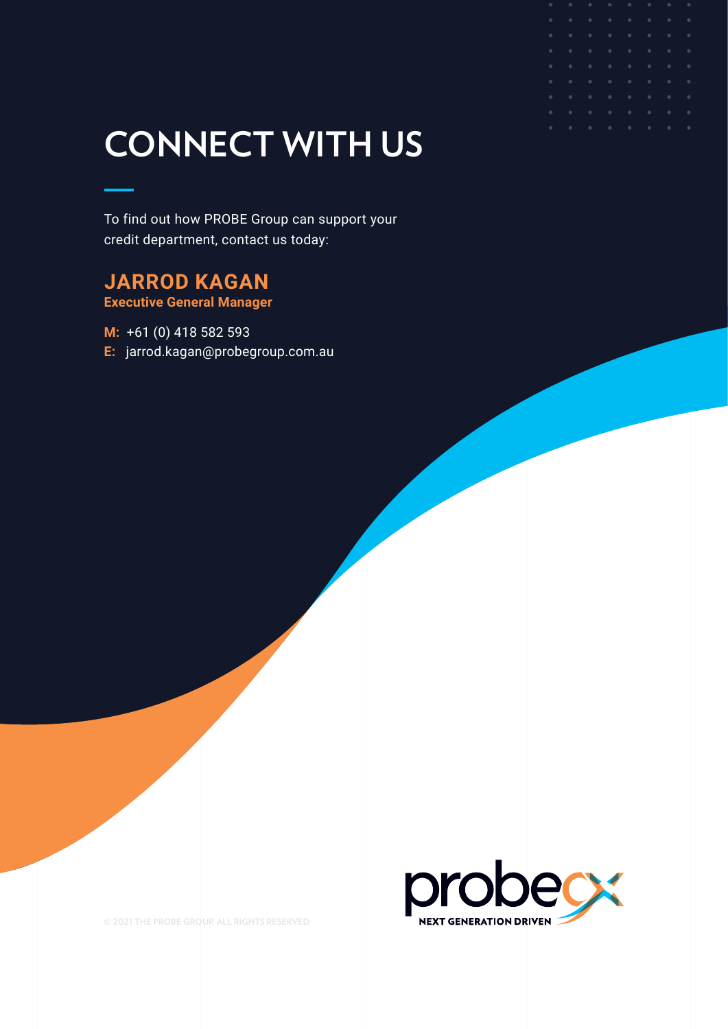# CONNECT WITH US

To find out how PROBE Group can support your credit department, contact us today:

## JARROD KAGAN

**Executive General Manager**

**M:** +61 (0) 418 582 593
**E:** jarrod.kagan@probegroup.com.au

© 2021 THE PROBE GROUP. ALL RIGHTS RESERVED.

probecx
NEXT GENERATION DRIVEN